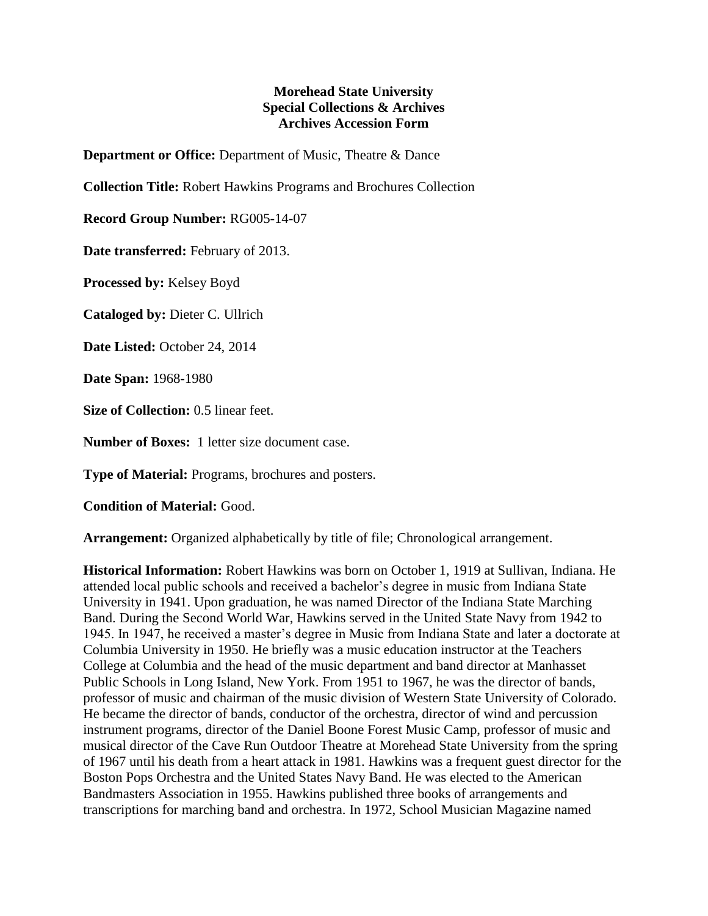**Morehead State University**
**Special Collections & Archives**
**Archives Accession Form**

**Department or Office:** Department of Music, Theatre & Dance

**Collection Title:** Robert Hawkins Programs and Brochures Collection

**Record Group Number:** RG005-14-07

**Date transferred:** February of 2013.

**Processed by:** Kelsey Boyd

**Cataloged by:** Dieter C. Ullrich

**Date Listed:** October 24, 2014

**Date Span:** 1968-1980

**Size of Collection:** 0.5 linear feet.

**Number of Boxes:** 1 letter size document case.

**Type of Material:** Programs, brochures and posters.

**Condition of Material:** Good.

**Arrangement:** Organized alphabetically by title of file; Chronological arrangement.

**Historical Information:** Robert Hawkins was born on October 1, 1919 at Sullivan, Indiana. He attended local public schools and received a bachelor's degree in music from Indiana State University in 1941. Upon graduation, he was named Director of the Indiana State Marching Band. During the Second World War, Hawkins served in the United State Navy from 1942 to 1945. In 1947, he received a master's degree in Music from Indiana State and later a doctorate at Columbia University in 1950. He briefly was a music education instructor at the Teachers College at Columbia and the head of the music department and band director at Manhasset Public Schools in Long Island, New York. From 1951 to 1967, he was the director of bands, professor of music and chairman of the music division of Western State University of Colorado. He became the director of bands, conductor of the orchestra, director of wind and percussion instrument programs, director of the Daniel Boone Forest Music Camp, professor of music and musical director of the Cave Run Outdoor Theatre at Morehead State University from the spring of 1967 until his death from a heart attack in 1981. Hawkins was a frequent guest director for the Boston Pops Orchestra and the United States Navy Band. He was elected to the American Bandmasters Association in 1955. Hawkins published three books of arrangements and transcriptions for marching band and orchestra. In 1972, School Musician Magazine named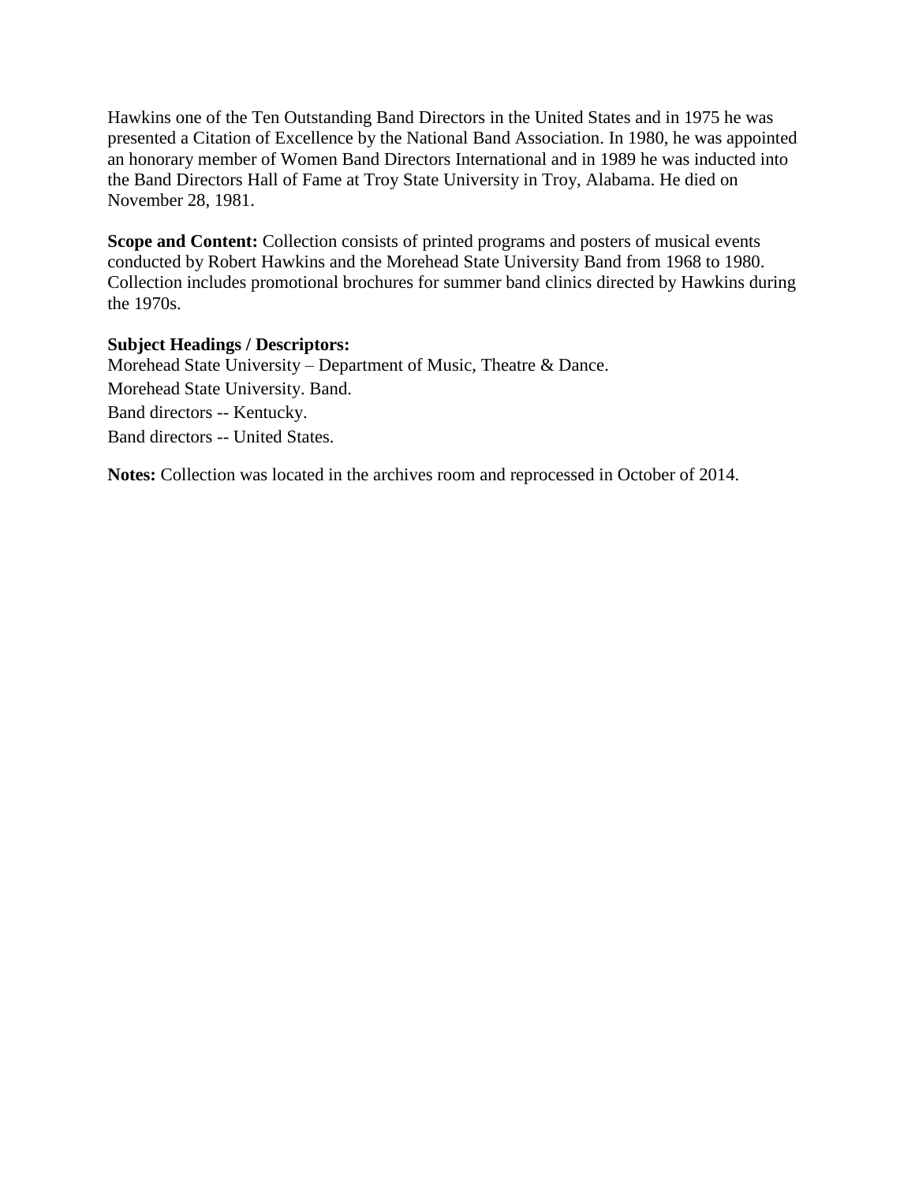Hawkins one of the Ten Outstanding Band Directors in the United States and in 1975 he was presented a Citation of Excellence by the National Band Association. In 1980, he was appointed an honorary member of Women Band Directors International and in 1989 he was inducted into the Band Directors Hall of Fame at Troy State University in Troy, Alabama. He died on November 28, 1981.

**Scope and Content:** Collection consists of printed programs and posters of musical events conducted by Robert Hawkins and the Morehead State University Band from 1968 to 1980. Collection includes promotional brochures for summer band clinics directed by Hawkins during the 1970s.

**Subject Headings / Descriptors:**

Morehead State University – Department of Music, Theatre & Dance.

Morehead State University. Band.

Band directors -- Kentucky.

Band directors -- United States.

**Notes:** Collection was located in the archives room and reprocessed in October of 2014.